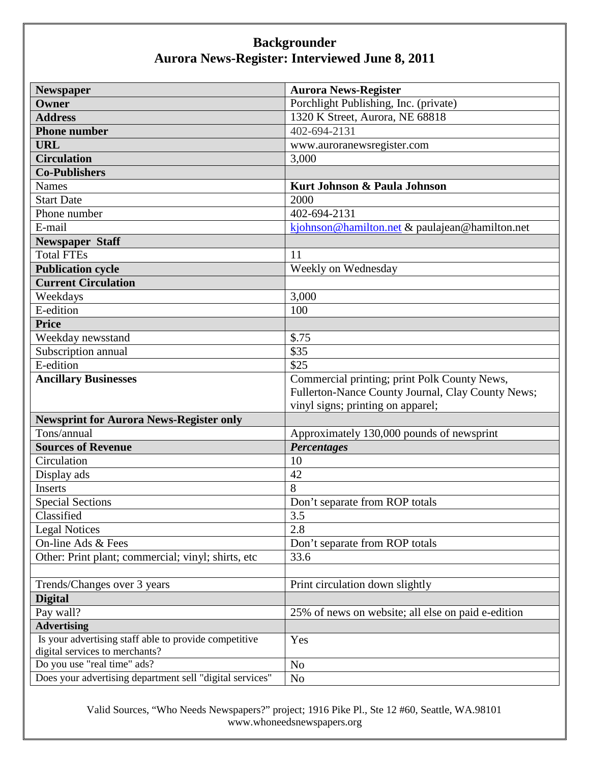# Backgrounder
## Aurora News-Register: Interviewed June 8, 2011

| **Newspaper** | **Aurora News-Register** |
|---|---|
| **Owner** | Porchlight Publishing, Inc. (private) |
| **Address** | 1320 K Street, Aurora, NE 68818 |
| **Phone number** | 402-694-2131 |
| **URL** | www.auroranewsregister.com |
| **Circulation** | 3,000 |
| **Co-Publishers** | |
| Names | **Kurt Johnson & Paula Johnson** |
| Start Date | 2000 |
| Phone number | 402-694-2131 |
| E-mail | kjohnson@hamilton.net & paulajean@hamilton.net |
| **Newspaper Staff** | |
| Total FTEs | 11 |
| **Publication cycle** | Weekly on Wednesday |
| **Current Circulation** | |
| Weekdays | 3,000 |
| E-edition | 100 |
| **Price** | |
| Weekday newsstand | $.75 |
| Subscription annual | $35 |
| E-edition | $25 |
| **Ancillary Businesses** | Commercial printing; print Polk County News, Fullerton-Nance County Journal, Clay County News; vinyl signs; printing on apparel; |
| **Newsprint for Aurora News-Register only** | |
| Tons/annual | Approximately 130,000 pounds of newsprint |
| **Sources of Revenue** | ***Percentages*** |
| Circulation | 10 |
| Display ads | 42 |
| Inserts | 8 |
| Special Sections | Don't separate from ROP totals |
| Classified | 3.5 |
| Legal Notices | 2.8 |
| On-line Ads & Fees | Don't separate from ROP totals |
| Other: Print plant; commercial; vinyl; shirts, etc | 33.6 |
| | |
| Trends/Changes over 3 years | Print circulation down slightly |
| **Digital** | |
| Pay wall? | 25% of news on website; all else on paid e-edition |
| **Advertising** | |
| Is your advertising staff able to provide competitive digital services to merchants? | Yes |
| Do you use "real time" ads? | No |
| Does your advertising department sell "digital services" | No |

Valid Sources, "Who Needs Newspapers?" project; 1916 Pike Pl., Ste 12 #60, Seattle, WA.98101
www.whoneedsnewspapers.org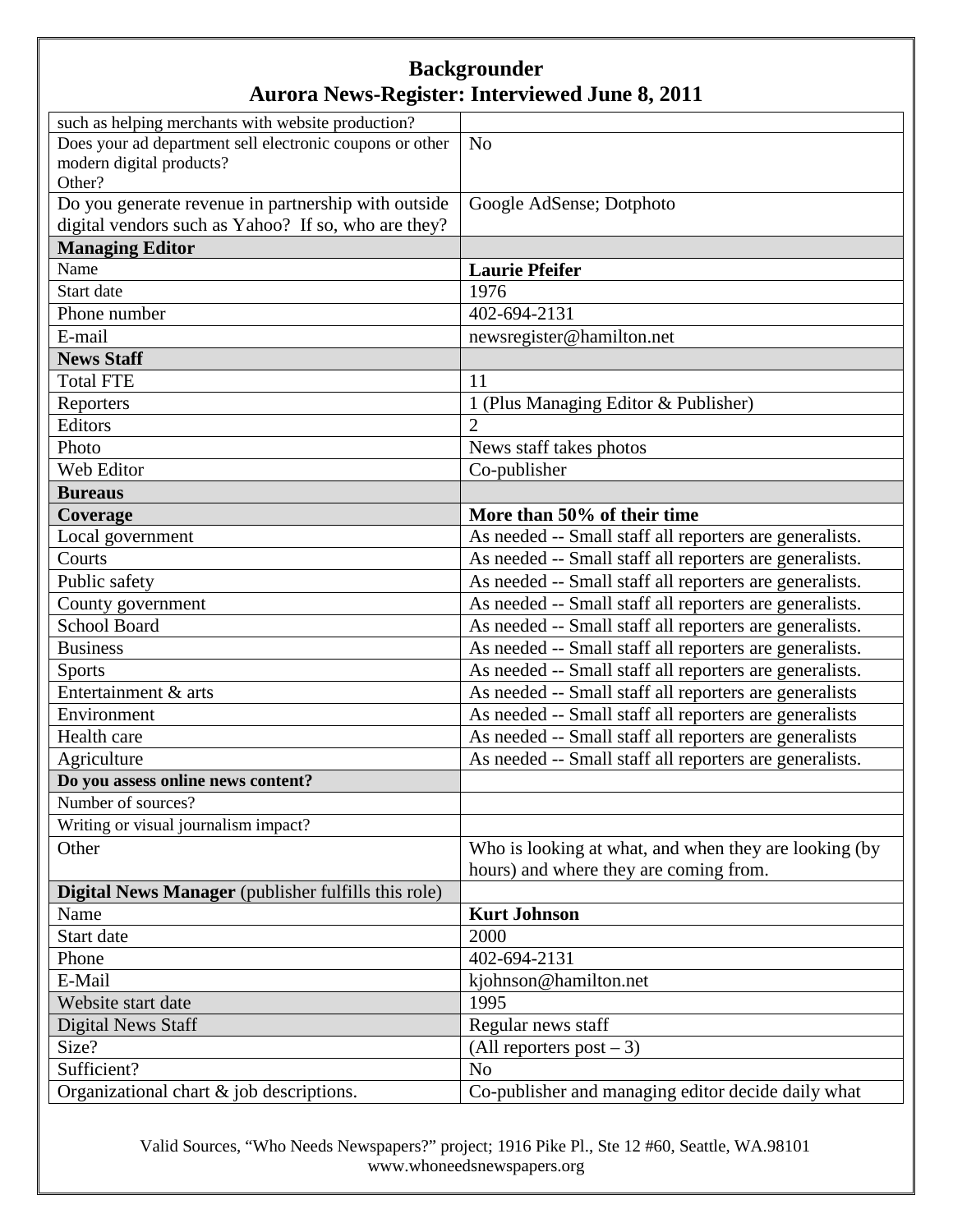# Backgrounder

## Aurora News-Register: Interviewed June 8, 2011

| | |
|---|---|
| such as helping merchants with website production? | |
| Does your ad department sell electronic coupons or other modern digital products?<br>Other? | No |
| Do you generate revenue in partnership with outside digital vendors such as Yahoo? If so, who are they? | Google AdSense; Dotphoto |
| **Managing Editor** | |
| Name | **Laurie Pfeifer** |
| Start date | 1976 |
| Phone number | 402-694-2131 |
| E-mail | newsregister@hamilton.net |
| **News Staff** | |
| Total FTE | 11 |
| Reporters | 1 (Plus Managing Editor & Publisher) |
| Editors | 2 |
| Photo | News staff takes photos |
| Web Editor | Co-publisher |
| **Bureaus** | |
| **Coverage** | **More than 50% of their time** |
| Local government | As needed -- Small staff all reporters are generalists. |
| Courts | As needed -- Small staff all reporters are generalists. |
| Public safety | As needed -- Small staff all reporters are generalists. |
| County government | As needed -- Small staff all reporters are generalists. |
| School Board | As needed -- Small staff all reporters are generalists. |
| Business | As needed -- Small staff all reporters are generalists. |
| Sports | As needed -- Small staff all reporters are generalists. |
| Entertainment & arts | As needed -- Small staff all reporters are generalists |
| Environment | As needed -- Small staff all reporters are generalists |
| Health care | As needed -- Small staff all reporters are generalists |
| Agriculture | As needed -- Small staff all reporters are generalists. |
| **Do you assess online news content?** | |
| Number of sources? | |
| Writing or visual journalism impact? | |
| Other | Who is looking at what, and when they are looking (by hours) and where they are coming from. |
| **Digital News Manager** (publisher fulfills this role) | |
| Name | **Kurt Johnson** |
| Start date | 2000 |
| Phone | 402-694-2131 |
| E-Mail | kjohnson@hamilton.net |
| Website start date | 1995 |
| Digital News Staff | Regular news staff |
| Size? | (All reporters post – 3) |
| Sufficient? | No |
| Organizational chart & job descriptions. | Co-publisher and managing editor decide daily what |

Valid Sources, "Who Needs Newspapers?" project; 1916 Pike Pl., Ste 12 #60, Seattle, WA.98101
www.whoneedsnewspapers.org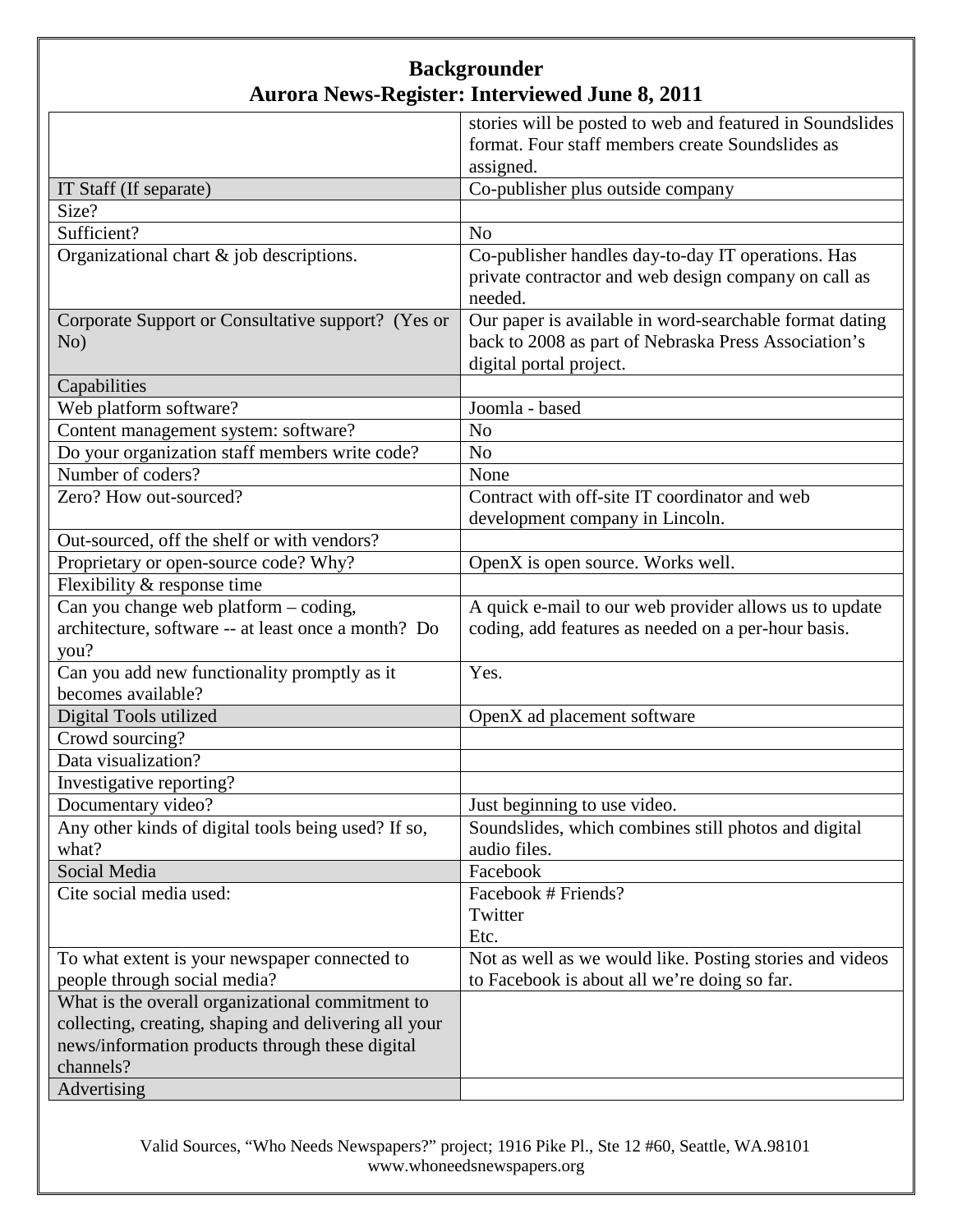**Backgrounder**
**Aurora News-Register: Interviewed June 8, 2011**

| | |
|---|---|
| | stories will be posted to web and featured in Soundslides format. Four staff members create Soundslides as assigned. |
| IT Staff (If separate) | Co-publisher plus outside company |
| Size? | |
| Sufficient? | No |
| Organizational chart & job descriptions. | Co-publisher handles day-to-day IT operations. Has private contractor and web design company on call as needed. |
| Corporate Support or Consultative support? (Yes or No) | Our paper is available in word-searchable format dating back to 2008 as part of Nebraska Press Association's digital portal project. |
| Capabilities | |
| Web platform software? | Joomla - based |
| Content management system: software? | No |
| Do your organization staff members write code? | No |
| Number of coders? | None |
| Zero? How out-sourced? | Contract with off-site IT coordinator and web development company in Lincoln. |
| Out-sourced, off the shelf or with vendors? | |
| Proprietary or open-source code? Why? | OpenX is open source. Works well. |
| Flexibility & response time | |
| Can you change web platform – coding, architecture, software -- at least once a month? Do you? | A quick e-mail to our web provider allows us to update coding, add features as needed on a per-hour basis. |
| Can you add new functionality promptly as it becomes available? | Yes. |
| Digital Tools utilized | OpenX ad placement software |
| Crowd sourcing? | |
| Data visualization? | |
| Investigative reporting? | |
| Documentary video? | Just beginning to use video. |
| Any other kinds of digital tools being used? If so, what? | Soundslides, which combines still photos and digital audio files. |
| Social Media | Facebook |
| Cite social media used: | Facebook # Friends?<br>Twitter<br>Etc. |
| To what extent is your newspaper connected to people through social media? | Not as well as we would like. Posting stories and videos to Facebook is about all we're doing so far. |
| What is the overall organizational commitment to collecting, creating, shaping and delivering all your news/information products through these digital channels? | |
| Advertising | |

Valid Sources, "Who Needs Newspapers?" project; 1916 Pike Pl., Ste 12 #60, Seattle, WA.98101
www.whoneedsnewspapers.org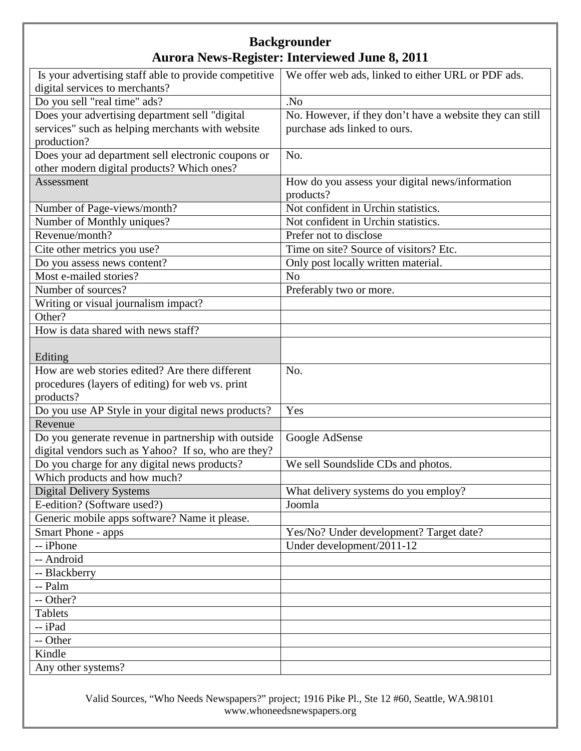# Backgrounder

## Aurora News-Register: Interviewed June 8, 2011

| | |
|---|---|
| Is your advertising staff able to provide competitive digital services to merchants? | We offer web ads, linked to either URL or PDF ads. |
| Do you sell "real time" ads? | .No |
| Does your advertising department sell "digital services" such as helping merchants with website production? | No. However, if they don't have a website they can still purchase ads linked to ours. |
| Does your ad department sell electronic coupons or other modern digital products? Which ones? | No. |
| Assessment | How do you assess your digital news/information products? |
| Number of Page-views/month? | Not confident in Urchin statistics. |
| Number of Monthly uniques? | Not confident in Urchin statistics. |
| Revenue/month? | Prefer not to disclose |
| Cite other metrics you use? | Time on site? Source of visitors? Etc. |
| Do you assess news content? | Only post locally written material. |
| Most e-mailed stories? | No |
| Number of sources? | Preferably two or more. |
| Writing or visual journalism impact? | |
| Other? | |
| How is data shared with news staff? | |
| Editing | |
| How are web stories edited? Are there different procedures (layers of editing) for web vs. print products? | No. |
| Do you use AP Style in your digital news products? | Yes |
| Revenue | |
| Do you generate revenue in partnership with outside digital vendors such as Yahoo? If so, who are they? | Google AdSense |
| Do you charge for any digital news products? | We sell Soundslide CDs and photos. |
| Which products and how much? | |
| Digital Delivery Systems | What delivery systems do you employ? |
| E-edition? (Software used?) | Joomla |
| Generic mobile apps software? Name it please. | |
| Smart Phone - apps | Yes/No? Under development? Target date? |
| -- iPhone | Under development/2011-12 |
| -- Android | |
| -- Blackberry | |
| -- Palm | |
| -- Other? | |
| Tablets | |
| -- iPad | |
| -- Other | |
| Kindle | |
| Any other systems? | |

Valid Sources, "Who Needs Newspapers?" project; 1916 Pike Pl., Ste 12 #60, Seattle, WA.98101
www.whoneedsnewspapers.org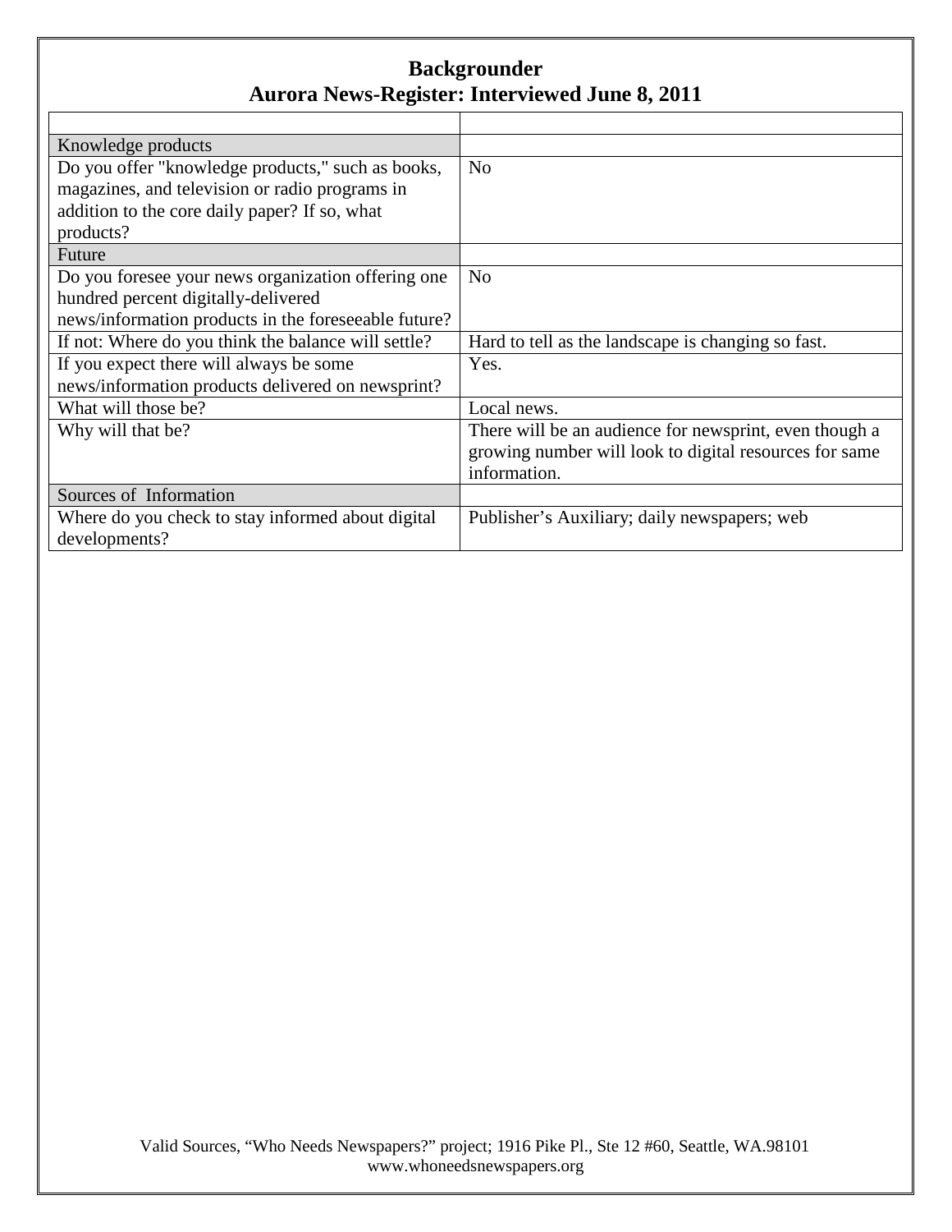## Backgrounder
## Aurora News-Register: Interviewed June 8, 2011

| | |
|---|---|
| Knowledge products | |
| Do you offer "knowledge products," such as books, magazines, and television or radio programs in addition to the core daily paper? If so, what products? | No |
| Future | |
| Do you foresee your news organization offering one hundred percent digitally-delivered news/information products in the foreseeable future? | No |
| If not: Where do you think the balance will settle? | Hard to tell as the landscape is changing so fast. |
| If you expect there will always be some news/information products delivered on newsprint? | Yes. |
| What will those be? | Local news. |
| Why will that be? | There will be an audience for newsprint, even though a growing number will look to digital resources for same information. |
| Sources of Information | |
| Where do you check to stay informed about digital developments? | Publisher's Auxiliary; daily newspapers; web |

Valid Sources, "Who Needs Newspapers?" project; 1916 Pike Pl., Ste 12 #60, Seattle, WA.98101
www.whoneedsnewspapers.org